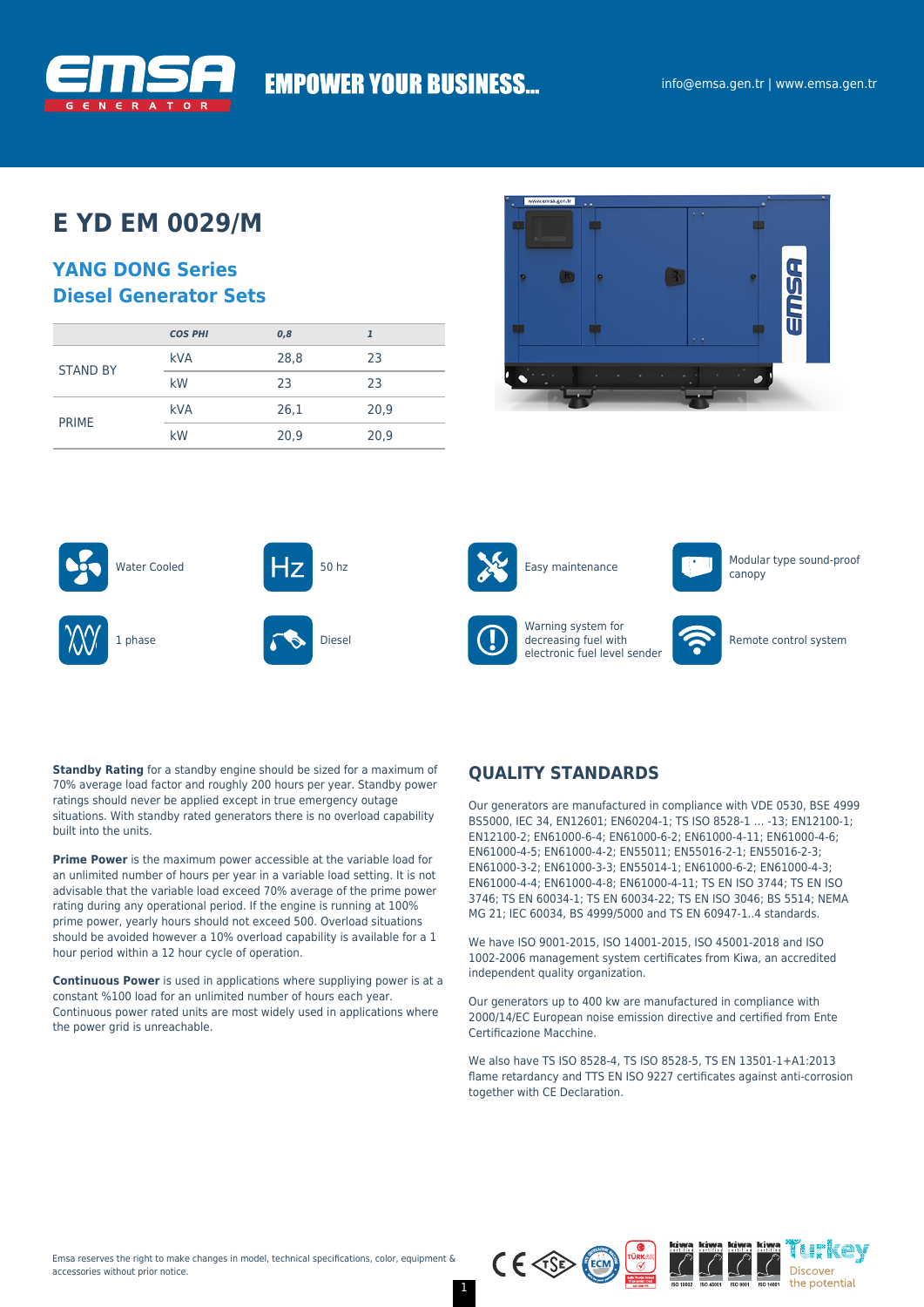EMPOWER YOUR BUSINESS...

info@emsa.gen.tr | www.emsa.gen.tr

# E YD EM 0029/M

## YANG DONG Series
## Diesel Generator Sets

| | COS PHI | 0,8 | 1 |
|---|---|---|---|
| STAND BY | kVA | 28,8 | 23 |
| | kW | 23 | 23 |
| PRIME | kVA | 26,1 | 20,9 |
| | kW | 20,9 | 20,9 |

- Water Cooled
- 50 hz
- Easy maintenance
- Modular type sound-proof canopy
- 1 phase
- Diesel
- Warning system for decreasing fuel with electronic fuel level sender
- Remote control system

**Standby Rating** for a standby engine should be sized for a maximum of 70% average load factor and roughly 200 hours per year. Standby power ratings should never be applied except in true emergency outage situations. With standby rated generators there is no overload capability built into the units.

**Prime Power** is the maximum power accessible at the variable load for an unlimited number of hours per year in a variable load setting. It is not advisable that the variable load exceed 70% average of the prime power rating during any operational period. If the engine is running at 100% prime power, yearly hours should not exceed 500. Overload situations should be avoided however a 10% overload capability is available for a 1 hour period within a 12 hour cycle of operation.

**Continuous Power** is used in applications where suppliying power is at a constant %100 load for an unlimited number of hours each year. Continuous power rated units are most widely used in applications where the power grid is unreachable.

## QUALITY STANDARDS

Our generators are manufactured in compliance with VDE 0530, BSE 4999 BS5000, IEC 34, EN12601; EN60204-1; TS ISO 8528-1 ... -13; EN12100-1; EN12100-2; EN61000-6-4; EN61000-6-2; EN61000-4-11; EN61000-4-6; EN61000-4-5; EN61000-4-2; EN55011; EN55016-2-1; EN55016-2-3; EN61000-3-2; EN61000-3-3; EN55014-1; EN61000-6-2; EN61000-4-3; EN61000-4-4; EN61000-4-8; EN61000-4-11; TS EN ISO 3744; TS EN ISO 3746; TS EN 60034-1; TS EN 60034-22; TS EN ISO 3046; BS 5514; NEMA MG 21; IEC 60034, BS 4999/5000 and TS EN 60947-1..4 standards.

We have ISO 9001-2015, ISO 14001-2015, ISO 45001-2018 and ISO 1002-2006 management system certificates from Kiwa, an accredited independent quality organization.

Our generators up to 400 kw are manufactured in compliance with 2000/14/EC European noise emission directive and certified from Ente Certificazione Macchine.

We also have TS ISO 8528-4, TS ISO 8528-5, TS EN 13501-1+A1:2013 flame retardancy and TTS EN ISO 9227 certificates against anti-corrosion together with CE Declaration.

Emsa reserves the right to make changes in model, technical specifications, color, equipment & accessories without prior notice.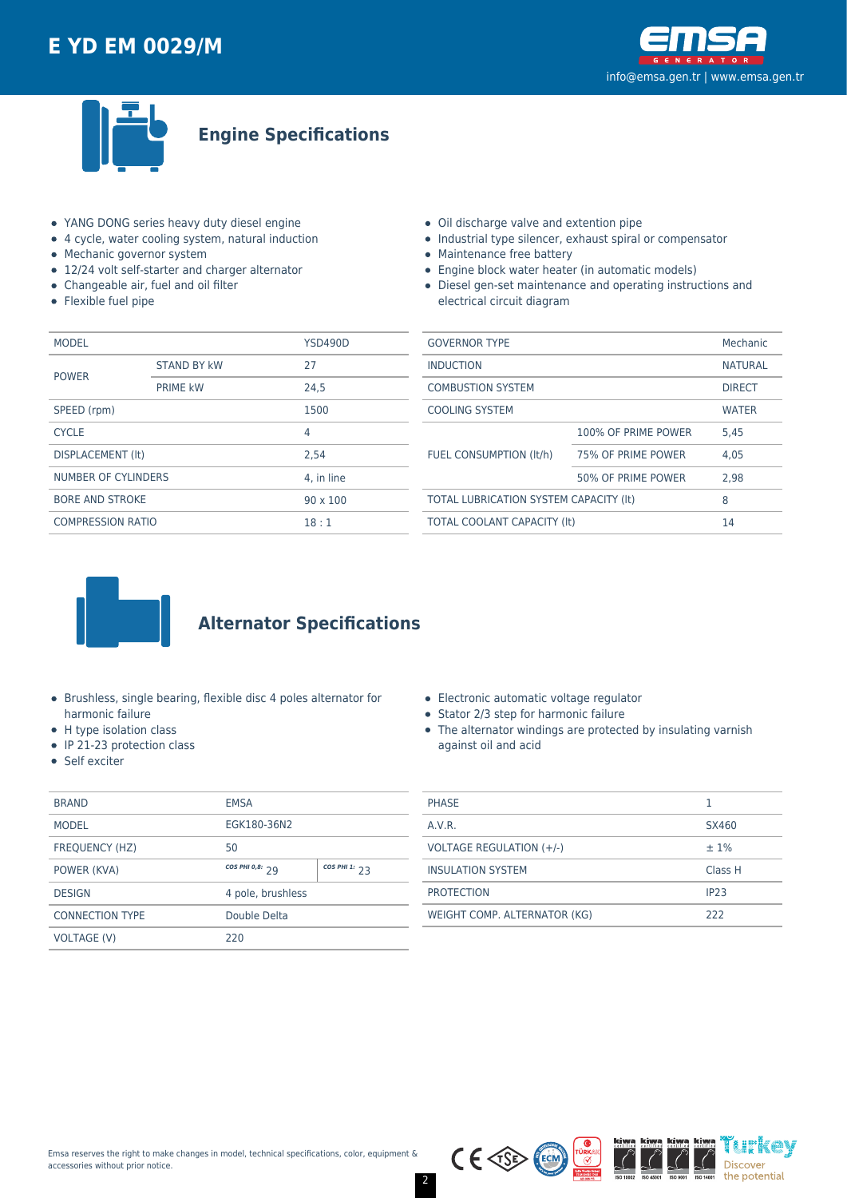# E YD EM 0029/M

## Engine Specifications

- YANG DONG series heavy duty diesel engine
- 4 cycle, water cooling system, natural induction
- Mechanic governor system
- 12/24 volt self-starter and charger alternator
- Changeable air, fuel and oil filter
- Flexible fuel pipe
- Oil discharge valve and extention pipe
- Industrial type silencer, exhaust spiral or compensator
- Maintenance free battery
- Engine block water heater (in automatic models)
- Diesel gen-set maintenance and operating instructions and electrical circuit diagram

| MODEL | | YSD490D |
|---|---|---|
| POWER | STAND BY kW | 27 |
| | PRIME kW | 24,5 |
| SPEED (rpm) | | 1500 |
| CYCLE | | 4 |
| DISPLACEMENT (lt) | | 2,54 |
| NUMBER OF CYLINDERS | | 4, in line |
| BORE AND STROKE | | 90 x 100 |
| COMPRESSION RATIO | | 18 : 1 |

| GOVERNOR TYPE | | Mechanic |
|---|---|---|
| INDUCTION | | NATURAL |
| COMBUSTION SYSTEM | | DIRECT |
| COOLING SYSTEM | | WATER |
| FUEL CONSUMPTION (lt/h) | 100% OF PRIME POWER | 5,45 |
| | 75% OF PRIME POWER | 4,05 |
| | 50% OF PRIME POWER | 2,98 |
| TOTAL LUBRICATION SYSTEM CAPACITY (lt) | | 8 |
| TOTAL COOLANT CAPACITY (lt) | | 14 |

## Alternator Specifications

- Brushless, single bearing, flexible disc 4 poles alternator for harmonic failure
- H type isolation class
- IP 21-23 protection class
- Self exciter
- Electronic automatic voltage regulator
- Stator 2/3 step for harmonic failure
- The alternator windings are protected by insulating varnish against oil and acid

| BRAND | EMSA | |
|---|---|---|
| MODEL | EGK180-36N2 | |
| FREQUENCY (HZ) | 50 | |
| POWER (KVA) | COS PHI 0,8: 29 | COS PHI 1: 23 |
| DESIGN | 4 pole, brushless | |
| CONNECTION TYPE | Double Delta | |
| VOLTAGE (V) | 220 | |

| PHASE | 1 |
|---|---|
| A.V.R. | SX460 |
| VOLTAGE REGULATION (+/-) | ± 1% |
| INSULATION SYSTEM | Class H |
| PROTECTION | IP23 |
| WEIGHT COMP. ALTERNATOR (KG) | 222 |

Emsa reserves the right to make changes in model, technical specifications, color, equipment & accessories without prior notice.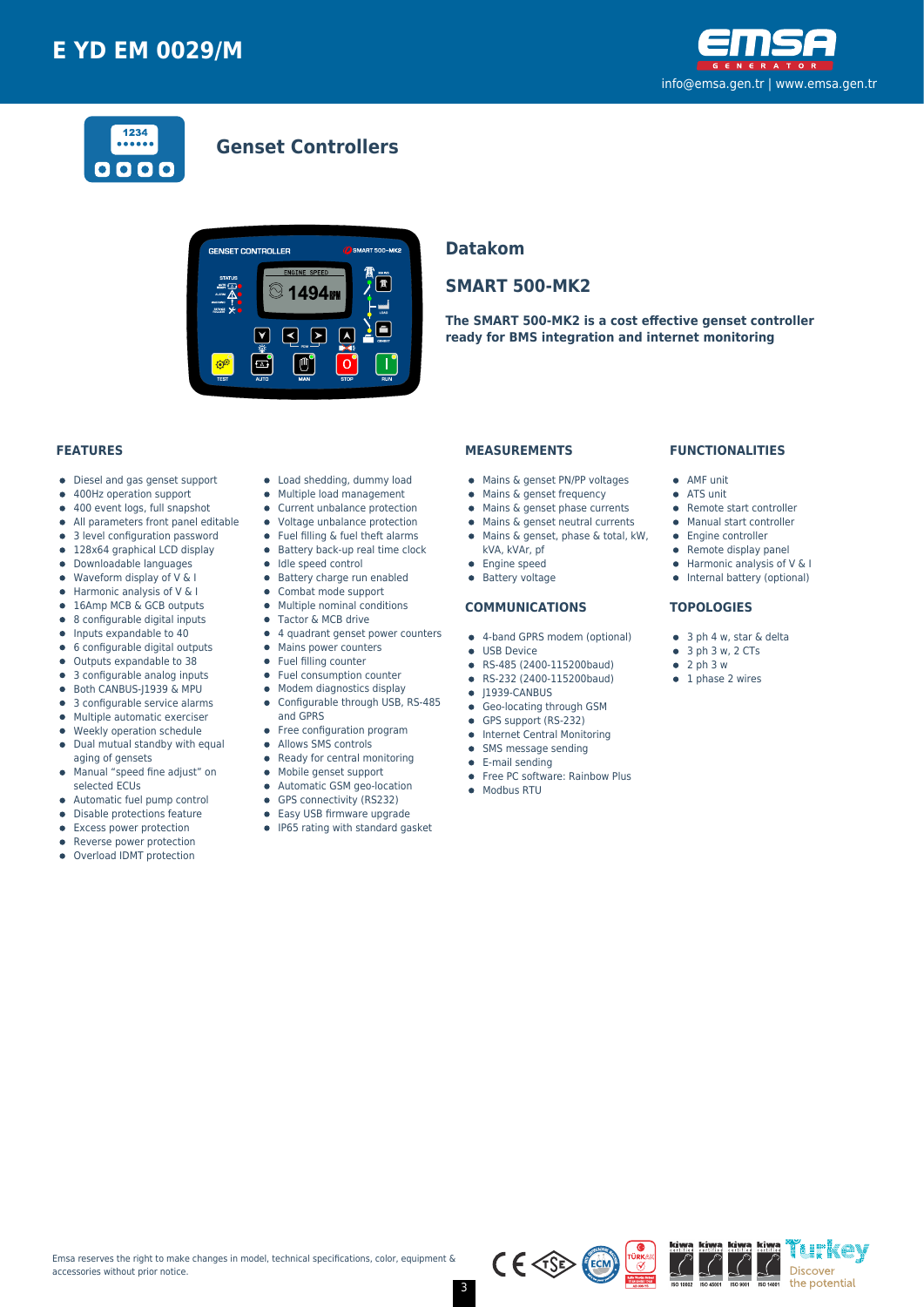# E YD EM 0029/M

info@emsa.gen.tr | www.emsa.gen.tr

## Genset Controllers

### Datakom

### SMART 500-MK2

**The SMART 500-MK2 is a cost effective genset controller ready for BMS integration and internet monitoring**

#### FEATURES

- Diesel and gas genset support
- 400Hz operation support
- 400 event logs, full snapshot
- All parameters front panel editable
- 3 level configuration password
- 128x64 graphical LCD display
- Downloadable languages
- Waveform display of V & I
- Harmonic analysis of V & I
- 16Amp MCB & GCB outputs
- 8 configurable digital inputs
- Inputs expandable to 40
- 6 configurable digital outputs
- Outputs expandable to 38
- 3 configurable analog inputs
- Both CANBUS-J1939 & MPU
- 3 configurable service alarms
- Multiple automatic exerciser
- Weekly operation schedule
- Dual mutual standby with equal aging of gensets
- Manual "speed fine adjust" on selected ECUs
- Automatic fuel pump control
- Disable protections feature
- Excess power protection
- Reverse power protection
- Overload IDMT protection
- Load shedding, dummy load
- Multiple load management
- Current unbalance protection
- Voltage unbalance protection
- Fuel filling & fuel theft alarms
- Battery back-up real time clock
- Idle speed control
- Battery charge run enabled
- Combat mode support
- Multiple nominal conditions
- Tactor & MCB drive
- 4 quadrant genset power counters
- Mains power counters
- Fuel filling counter
- Fuel consumption counter
- Modem diagnostics display
- Configurable through USB, RS-485 and GPRS
- Free configuration program
- Allows SMS controls
- Ready for central monitoring
- Mobile genset support
- Automatic GSM geo-location
- GPS connectivity (RS232)
- Easy USB firmware upgrade
- IP65 rating with standard gasket

#### MEASUREMENTS

- Mains & genset PN/PP voltages
- Mains & genset frequency
- Mains & genset phase currents
- Mains & genset neutral currents
- Mains & genset, phase & total, kW, kVA, kVAr, pf
- Engine speed
- Battery voltage

#### COMMUNICATIONS

- 4-band GPRS modem (optional)
- USB Device
- RS-485 (2400-115200baud)
- RS-232 (2400-115200baud)
- J1939-CANBUS
- Geo-locating through GSM
- GPS support (RS-232)
- Internet Central Monitoring
- SMS message sending
- E-mail sending
- Free PC software: Rainbow Plus
- Modbus RTU

#### FUNCTIONALITIES

- AMF unit
- ATS unit
- Remote start controller
- Manual start controller
- Engine controller
- Remote display panel
- Harmonic analysis of V & I
- Internal battery (optional)

#### TOPOLOGIES

- 3 ph 4 w, star & delta
- 3 ph 3 w, 2 CTs
- 2 ph 3 w
- 1 phase 2 wires

Emsa reserves the right to make changes in model, technical specifications, color, equipment & accessories without prior notice.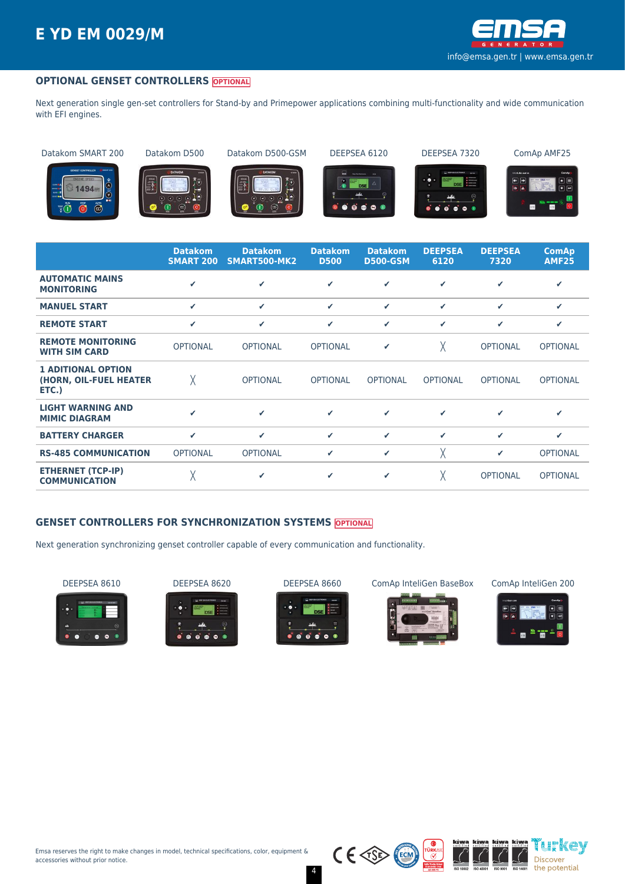## OPTIONAL GENSET CONTROLLERS OPTIONAL

Next generation single gen-set controllers for Stand-by and Primepower applications combining multi-functionality and wide communication with EFI engines.

Datakom SMART 200 | Datakom D500 | Datakom D500-GSM | DEEPSEA 6120 | DEEPSEA 7320 | ComAp AMF25

| | Datakom SMART 200 | Datakom SMART500-MK2 | Datakom D500 | Datakom D500-GSM | DEEPSEA 6120 | DEEPSEA 7320 | ComAp AMF25 |
|---|---|---|---|---|---|---|---|
| **AUTOMATIC MAINS MONITORING** | ✔ | ✔ | ✔ | ✔ | ✔ | ✔ | ✔ |
| **MANUEL START** | ✔ | ✔ | ✔ | ✔ | ✔ | ✔ | ✔ |
| **REMOTE START** | ✔ | ✔ | ✔ | ✔ | ✔ | ✔ | ✔ |
| **REMOTE MONITORING WITH SIM CARD** | OPTIONAL | OPTIONAL | OPTIONAL | ✔ | ╳ | OPTIONAL | OPTIONAL |
| **1 ADITIONAL OPTION (HORN, OIL-FUEL HEATER ETC.)** | ╳ | OPTIONAL | OPTIONAL | OPTIONAL | OPTIONAL | OPTIONAL | OPTIONAL |
| **LIGHT WARNING AND MIMIC DIAGRAM** | ✔ | ✔ | ✔ | ✔ | ✔ | ✔ | ✔ |
| **BATTERY CHARGER** | ✔ | ✔ | ✔ | ✔ | ✔ | ✔ | ✔ |
| **RS-485 COMMUNICATION** | OPTIONAL | OPTIONAL | ✔ | ✔ | ╳ | ✔ | OPTIONAL |
| **ETHERNET (TCP-IP) COMMUNICATION** | ╳ | ✔ | ✔ | ✔ | ╳ | OPTIONAL | OPTIONAL |

## GENSET CONTROLLERS FOR SYNCHRONIZATION SYSTEMS OPTIONAL

Next generation synchronizing genset controller capable of every communication and functionality.

DEEPSEA 8610 | DEEPSEA 8620 | DEEPSEA 8660 | ComAp InteliGen BaseBox | ComAp InteliGen 200

Emsa reserves the right to make changes in model, technical specifications, color, equipment & accessories without prior notice.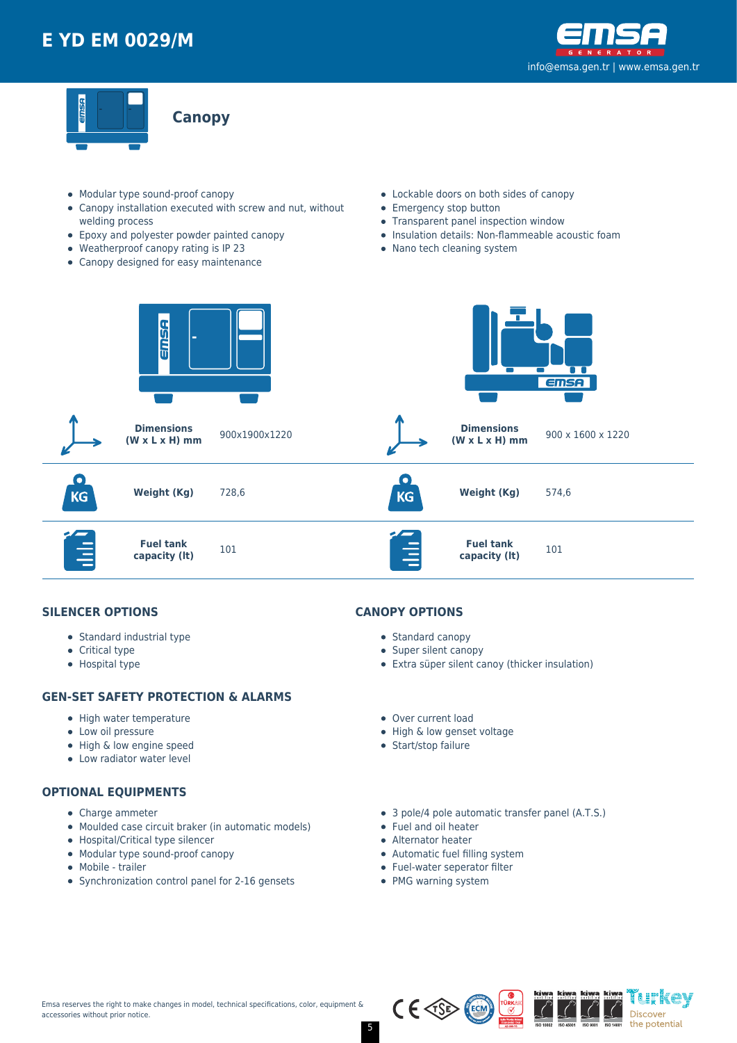# E YD EM 0029/M

info@emsa.gen.tr | www.emsa.gen.tr

## Canopy

- Modular type sound-proof canopy
- Canopy installation executed with screw and nut, without welding process
- Epoxy and polyester powder painted canopy
- Weatherproof canopy rating is IP 23
- Canopy designed for easy maintenance
- Lockable doors on both sides of canopy
- Emergency stop button
- Transparent panel inspection window
- Insulation details: Non-flammeable acoustic foam
- Nano tech cleaning system

| | | | |
|---|---|---|---|
| Dimensions (W x L x H) mm | 900x1900x1220 | Dimensions (W x L x H) mm | 900 x 1600 x 1220 |
| Weight (Kg) | 728,6 | Weight (Kg) | 574,6 |
| Fuel tank capacity (lt) | 101 | Fuel tank capacity (lt) | 101 |

### SILENCER OPTIONS

- Standard industrial type
- Critical type
- Hospital type

### CANOPY OPTIONS

- Standard canopy
- Super silent canopy
- Extra süper silent canoy (thicker insulation)

### GEN-SET SAFETY PROTECTION & ALARMS

- High water temperature
- Low oil pressure
- High & low engine speed
- Low radiator water level
- Over current load
- High & low genset voltage
- Start/stop failure

### OPTIONAL EQUIPMENTS

- Charge ammeter
- Moulded case circuit braker (in automatic models)
- Hospital/Critical type silencer
- Modular type sound-proof canopy
- Mobile - trailer
- Synchronization control panel for 2-16 gensets
- 3 pole/4 pole automatic transfer panel (A.T.S.)
- Fuel and oil heater
- Alternator heater
- Automatic fuel filling system
- Fuel-water seperator filter
- PMG warning system

Emsa reserves the right to make changes in model, technical specifications, color, equipment & accessories without prior notice.